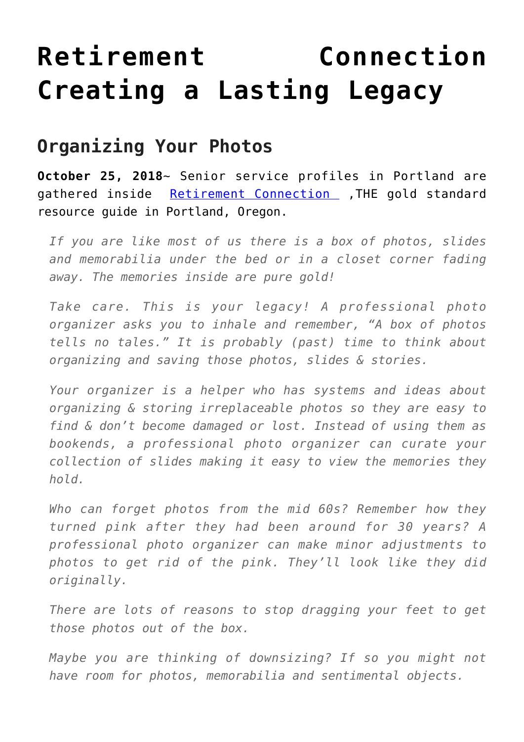# Retirement Connection Creating a Lasting Legacy

## Organizing Your Photos

**October 25, 2018**~ Senior service profiles in Portland are gathered inside [Retirement Connection ](Retirement Connection) ,THE gold standard resource guide in Portland, Oregon.

> *If you are like most of us there is a box of photos, slides and memorabilia under the bed or in a closet corner fading away. The memories inside are pure gold!*
>
> *Take care. This is your legacy! A professional photo organizer asks you to inhale and remember, "A box of photos tells no tales." It is probably (past) time to think about organizing and saving those photos, slides & stories.*
>
> *Your organizer is a helper who has systems and ideas about organizing & storing irreplaceable photos so they are easy to find & don't become damaged or lost. Instead of using them as bookends, a professional photo organizer can curate your collection of slides making it easy to view the memories they hold.*
>
> *Who can forget photos from the mid 60s? Remember how they turned pink after they had been around for 30 years? A professional photo organizer can make minor adjustments to photos to get rid of the pink. They'll look like they did originally.*
>
> *There are lots of reasons to stop dragging your feet to get those photos out of the box.*
>
> *Maybe you are thinking of downsizing? If so you might not have room for photos, memorabilia and sentimental objects.*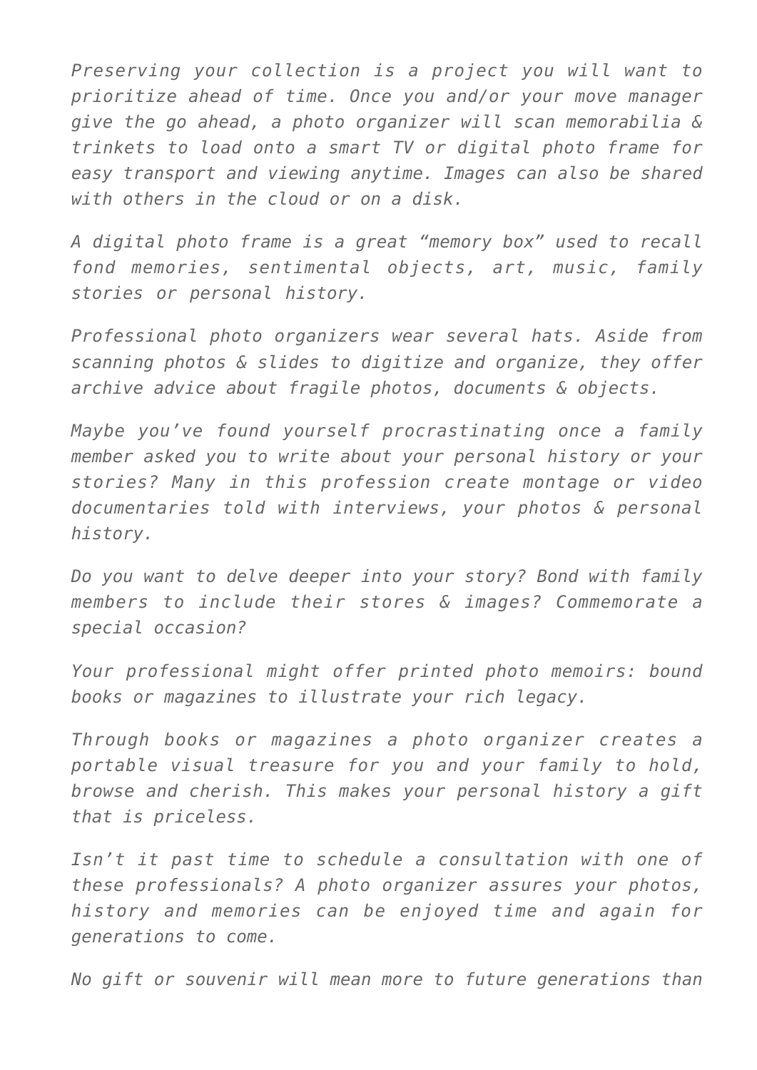*Preserving your collection is a project you will want to prioritize ahead of time. Once you and/or your move manager give the go ahead, a photo organizer will scan memorabilia & trinkets to load onto a smart TV or digital photo frame for easy transport and viewing anytime. Images can also be shared with others in the cloud or on a disk.*

*A digital photo frame is a great "memory box" used to recall fond memories, sentimental objects, art, music, family stories or personal history.*

*Professional photo organizers wear several hats. Aside from scanning photos & slides to digitize and organize, they offer archive advice about fragile photos, documents & objects.*

*Maybe you've found yourself procrastinating once a family member asked you to write about your personal history or your stories? Many in this profession create montage or video documentaries told with interviews, your photos & personal history.*

*Do you want to delve deeper into your story? Bond with family members to include their stores & images? Commemorate a special occasion?*

*Your professional might offer printed photo memoirs: bound books or magazines to illustrate your rich legacy.*

*Through books or magazines a photo organizer creates a portable visual treasure for you and your family to hold, browse and cherish. This makes your personal history a gift that is priceless.*

*Isn't it past time to schedule a consultation with one of these professionals? A photo organizer assures your photos, history and memories can be enjoyed time and again for generations to come.*

*No gift or souvenir will mean more to future generations than*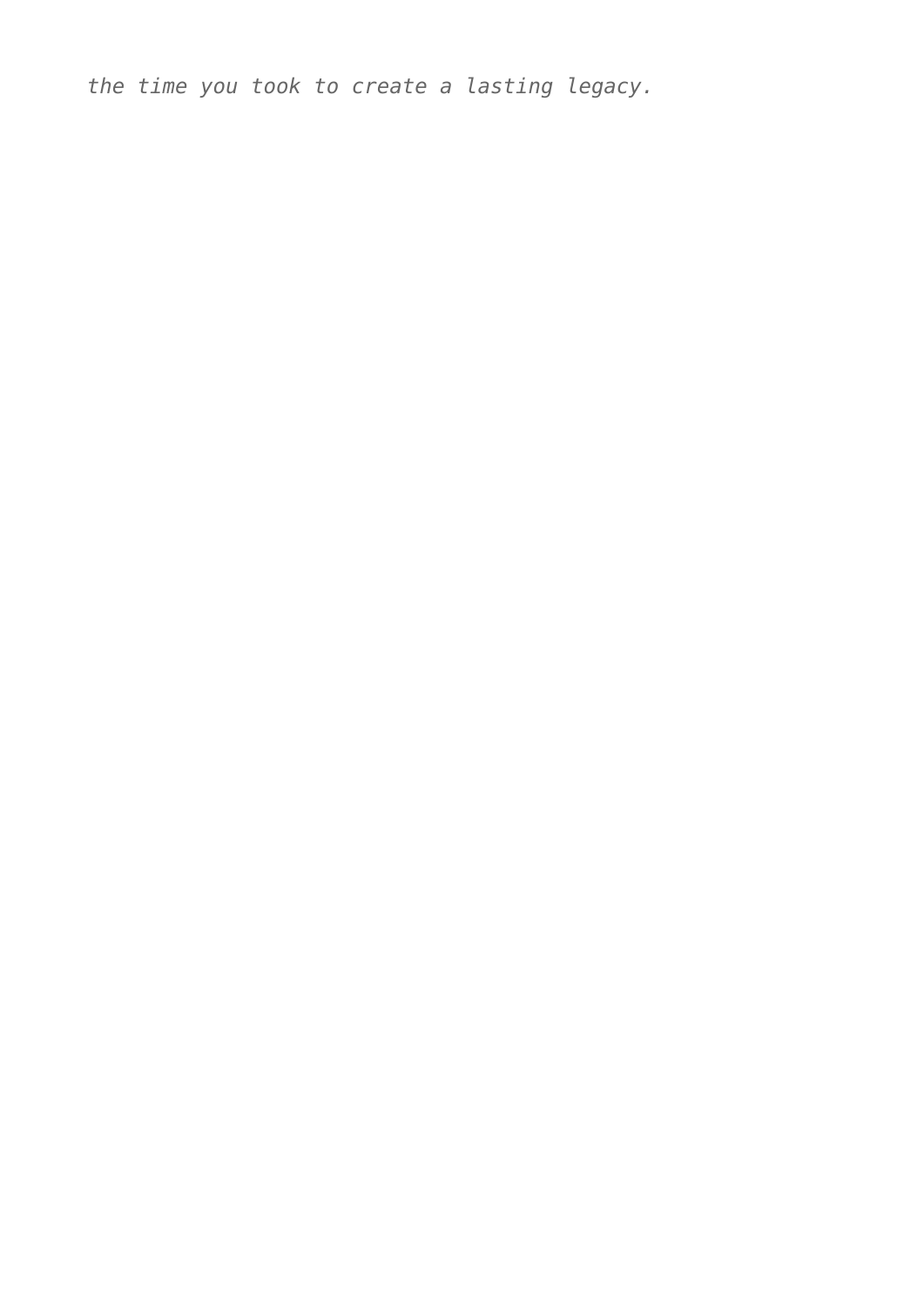*the time you took to create a lasting legacy.*